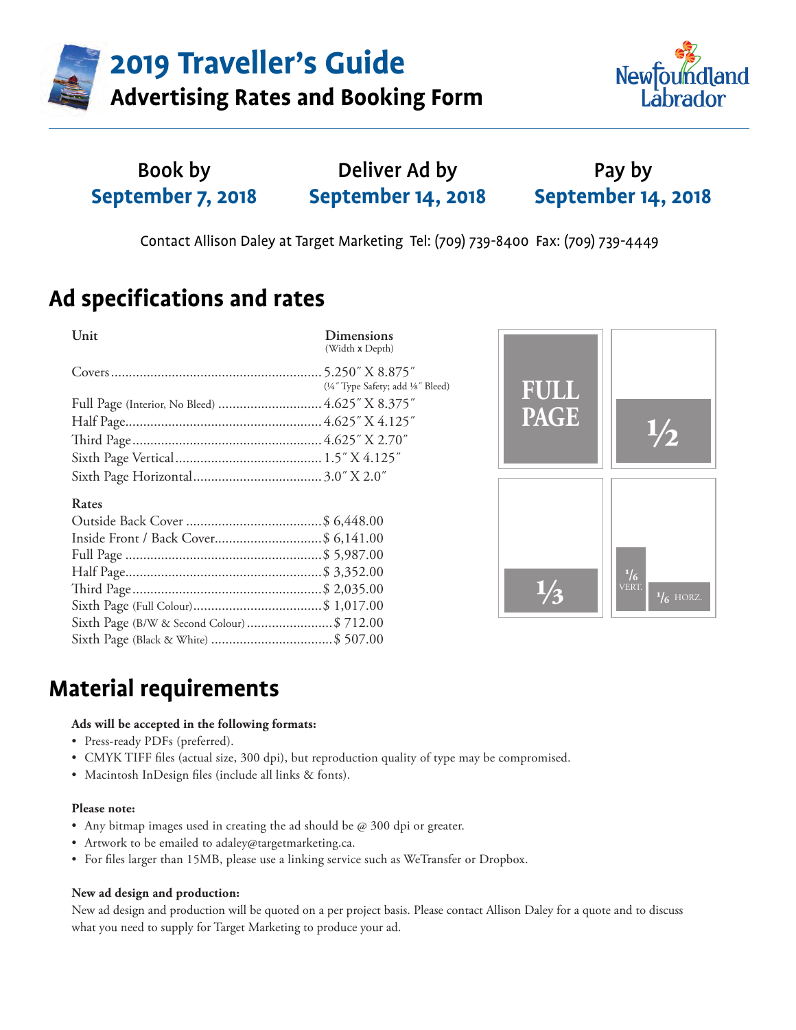# 2019 Traveller's Guide

## Advertising Rates and Booking Form

| Book by | Deliver Ad by | Pay by |
|---|---|---|
| **September 7, 2018** | **September 14, 2018** | **September 14, 2018** |

Contact Allison Daley at Target Marketing Tel: (709) 739-8400 Fax: (709) 739-4449

## Ad specifications and rates

| Unit | Dimensions (Width x Depth) |
|---|---|
| Covers | 5.250″ X 8.875″ (¼″ Type Safety; add ⅛″ Bleed) |
| Full Page (Interior, No Bleed) | 4.625″ X 8.375″ |
| Half Page | 4.625″ X 4.125″ |
| Third Page | 4.625″ X 2.70″ |
| Sixth Page Vertical | 1.5″ X 4.125″ |
| Sixth Page Horizontal | 3.0″ X 2.0″ |

**Rates**

| Unit | Rate |
|---|---|
| Outside Back Cover | $ 6,448.00 |
| Inside Front / Back Cover | $ 6,141.00 |
| Full Page | $ 5,987.00 |
| Half Page | $ 3,352.00 |
| Third Page | $ 2,035.00 |
| Sixth Page (Full Colour) | $ 1,017.00 |
| Sixth Page (B/W & Second Colour) | $ 712.00 |
| Sixth Page (Black & White) | $ 507.00 |

FULL PAGE | ½ | ⅓ | ⅙ VERT. | ⅙ HORZ.

## Material requirements

**Ads will be accepted in the following formats:**

- Press-ready PDFs (preferred).
- CMYK TIFF files (actual size, 300 dpi), but reproduction quality of type may be compromised.
- Macintosh InDesign files (include all links & fonts).

**Please note:**

- Any bitmap images used in creating the ad should be @ 300 dpi or greater.
- Artwork to be emailed to adaley@targetmarketing.ca.
- For files larger than 15MB, please use a linking service such as WeTransfer or Dropbox.

**New ad design and production:**

New ad design and production will be quoted on a per project basis. Please contact Allison Daley for a quote and to discuss what you need to supply for Target Marketing to produce your ad.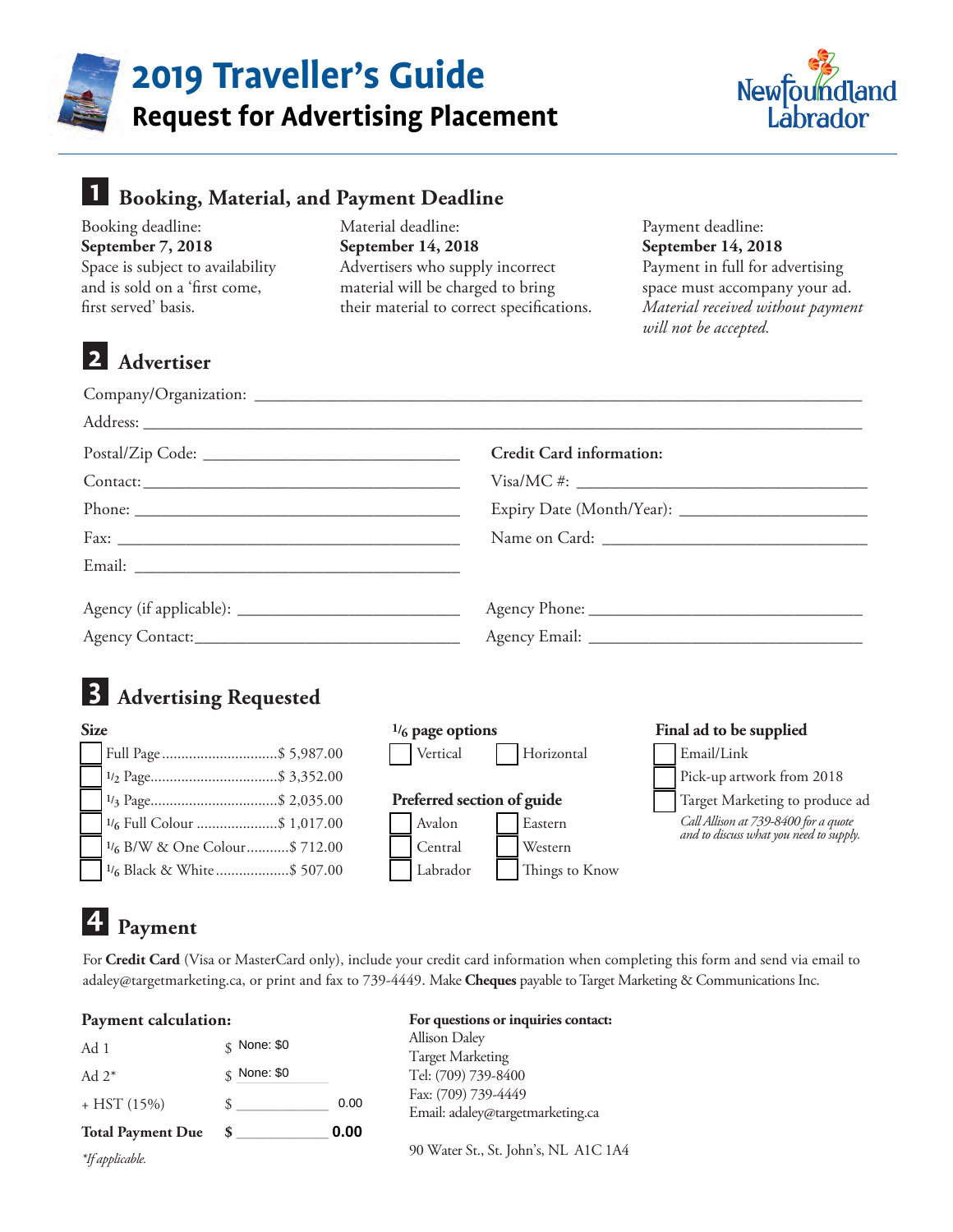# 2019 Traveller's Guide

## Request for Advertising Placement

Newfoundland Labrador

## 1 Booking, Material, and Payment Deadline

Booking deadline:
**September 7, 2018**
Space is subject to availability and is sold on a 'first come, first served' basis.

Material deadline:
**September 14, 2018**
Advertisers who supply incorrect material will be charged to bring their material to correct specifications.

Payment deadline:
**September 14, 2018**
Payment in full for advertising space must accompany your ad. *Material received without payment will not be accepted.*

## 2 Advertiser

Company/Organization: ______________________________

Address: ______________________________

Postal/Zip Code: ______________________________

Contact: ______________________________

Phone: ______________________________

Fax: ______________________________

Email: ______________________________

**Credit Card information:**

Visa/MC #: ______________________________

Expiry Date (Month/Year): ______________________________

Name on Card: ______________________________

Agency (if applicable): ______________________________

Agency Contact: ______________________________

Agency Phone: ______________________________

Agency Email: ______________________________

## 3 Advertising Requested

**Size**

- ☐ Full Page .............................. $ 5,987.00
- ☐ 1/2 Page ................................ $ 3,352.00
- ☐ 1/3 Page ................................ $ 2,035.00
- ☐ 1/6 Full Colour ..................... $ 1,017.00
- ☐ 1/6 B/W & One Colour ........... $ 712.00
- ☐ 1/6 Black & White ................... $ 507.00

**1/6 page options**

- ☐ Vertical
- ☐ Horizontal

**Preferred section of guide**

- ☐ Avalon
- ☐ Eastern
- ☐ Central
- ☐ Western
- ☐ Labrador
- ☐ Things to Know

**Final ad to be supplied**

- ☐ Email/Link
- ☐ Pick-up artwork from 2018
- ☐ Target Marketing to produce ad

*Call Allison at 739-8400 for a quote and to discuss what you need to supply.*

## 4 Payment

For **Credit Card** (Visa or MasterCard only), include your credit card information when completing this form and send via email to adaley@targetmarketing.ca, or print and fax to 739-4449. Make **Cheques** payable to Target Marketing & Communications Inc.

**Payment calculation:**

| | |
|---|---|
| Ad 1 | $ None: $0 |
| Ad 2* | $ None: $0 |
| + HST (15%) | $ 0.00 |
| **Total Payment Due** | **$ 0.00** |

*\*If applicable.*

**For questions or inquiries contact:**
Allison Daley
Target Marketing
Tel: (709) 739-8400
Fax: (709) 739-4449
Email: adaley@targetmarketing.ca

90 Water St., St. John's, NL A1C 1A4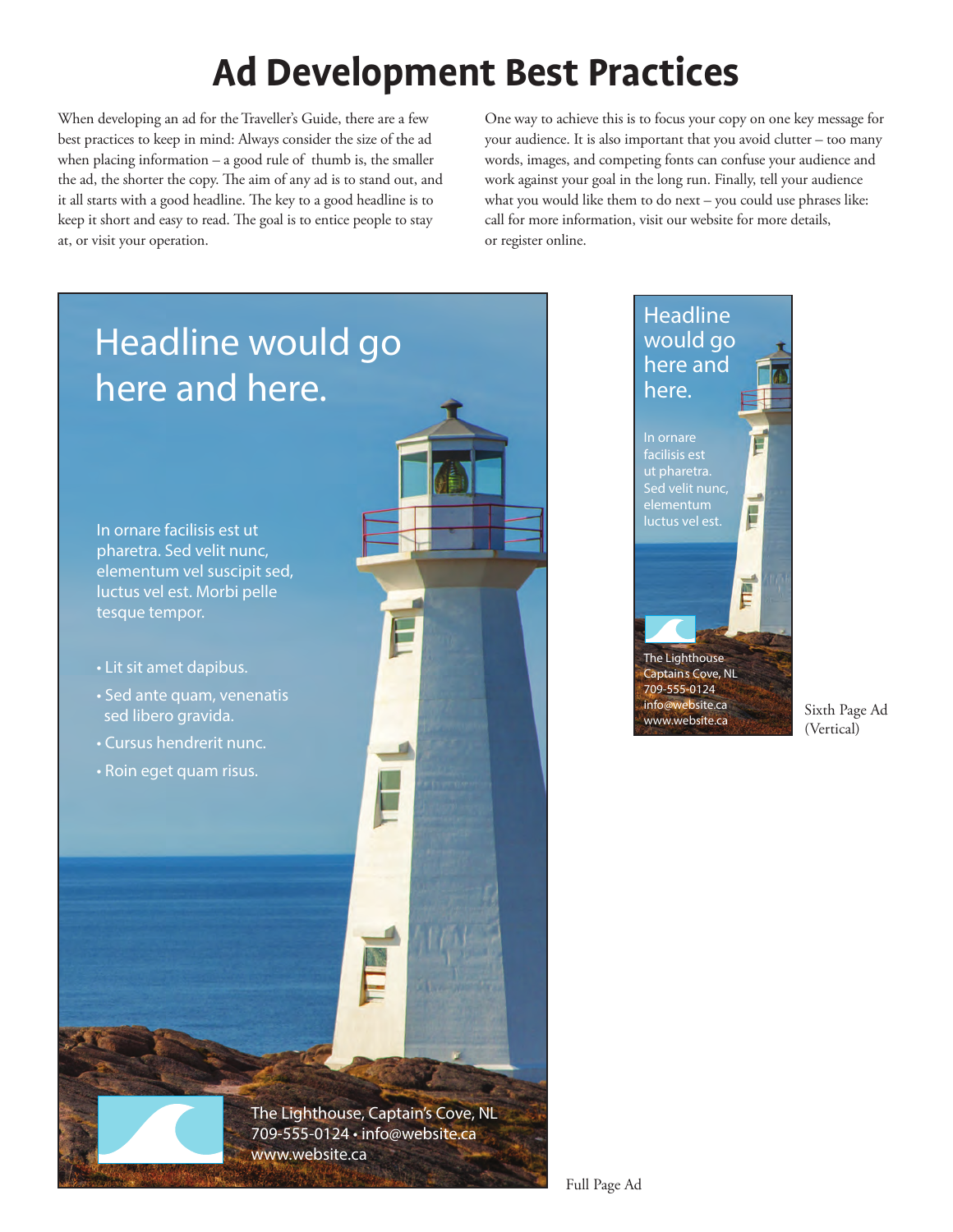# Ad Development Best Practices

When developing an ad for the Traveller's Guide, there are a few best practices to keep in mind: Always consider the size of the ad when placing information – a good rule of thumb is, the smaller the ad, the shorter the copy. The aim of any ad is to stand out, and it all starts with a good headline. The key to a good headline is to keep it short and easy to read. The goal is to entice people to stay at, or visit your operation.

One way to achieve this is to focus your copy on one key message for your audience. It is also important that you avoid clutter – too many words, images, and competing fonts can confuse your audience and work against your goal in the long run. Finally, tell your audience what you would like them to do next – you could use phrases like: call for more information, visit our website for more details, or register online.

Headline would go here and here.

In ornare facilisis est ut pharetra. Sed velit nunc, elementum vel suscipit sed, luctus vel est. Morbi pelle tesque tempor.

- Lit sit amet dapibus.
- Sed ante quam, venenatis sed libero gravida.
- Cursus hendrerit nunc.
- Roin eget quam risus.

The Lighthouse, Captain's Cove, NL
709-555-0124 • info@website.ca
www.website.ca

Full Page Ad

Headline would go here and here.

In ornare facilisis est ut pharetra. Sed velit nunc, elementum luctus vel est.

The Lighthouse
Captains Cove, NL
709-555-0124
info@website.ca
www.website.ca

Sixth Page Ad (Vertical)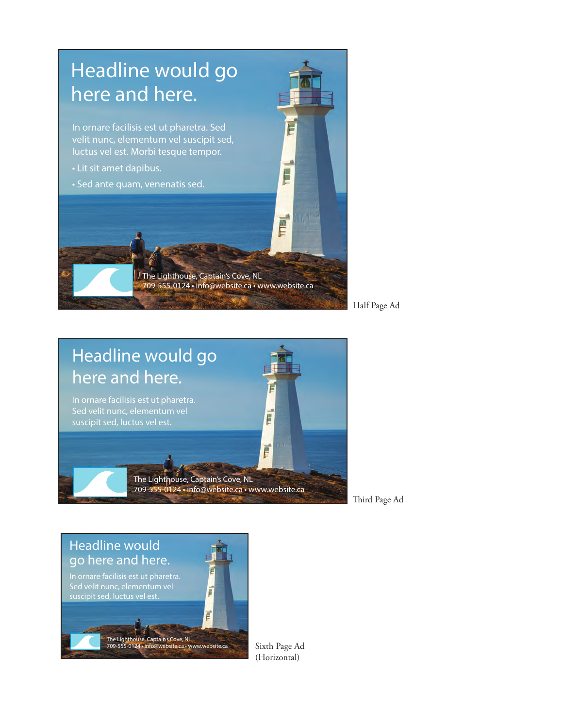Headline would go here and here.

In ornare facilisis est ut pharetra. Sed velit nunc, elementum vel suscipit sed, luctus vel est. Morbi tesque tempor.

- Lit sit amet dapibus.
- Sed ante quam, venenatis sed.

The Lighthouse, Captain's Cove, NL
709-555-0124 • info@website.ca • www.website.ca

Half Page Ad

Headline would go here and here.

In ornare facilisis est ut pharetra. Sed velit nunc, elementum vel suscipit sed, luctus vel est.

The Lighthouse, Captain's Cove, NL
709-555-0124 • info@website.ca • www.website.ca

Third Page Ad

Headline would go here and here.

In ornare facilisis est ut pharetra. Sed velit nunc, elementum vel suscipit sed, luctus vel est.

The Lighthouse, Captain's Cove, NL
709-555-0124 • info@website.ca • www.website.ca

Sixth Page Ad (Horizontal)